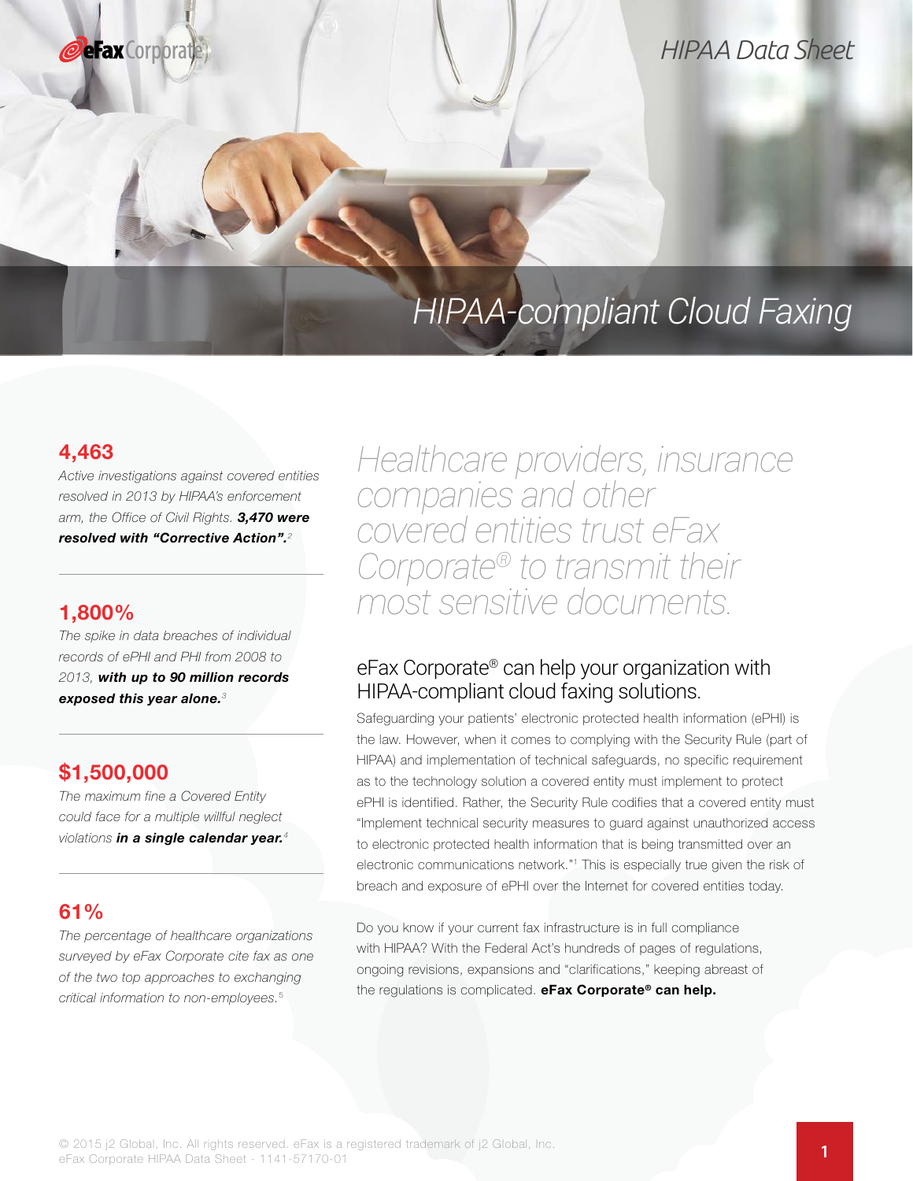# HIPAA-compliant Cloud Faxing

HIPAA Data Sheet

**4,463**

*Active investigations against covered entities resolved in 2013 by HIPAA's enforcement arm, the Office of Civil Rights.* ***3,470 were resolved with "Corrective Action".***[2]

**1,800%**

*The spike in data breaches of individual records of ePHI and PHI from 2008 to 2013,* ***with up to 90 million records exposed this year alone.***[3]

**$1,500,000**

*The maximum fine a Covered Entity could face for a multiple willful neglect violations* ***in a single calendar year.***[4]

**61%**

*The percentage of healthcare organizations surveyed by eFax Corporate cite fax as one of the two top approaches to exchanging critical information to non-employees.*[5]

*Healthcare providers, insurance companies and other covered entities trust eFax Corporate® to transmit their most sensitive documents.*

## eFax Corporate® can help your organization with HIPAA-compliant cloud faxing solutions.

Safeguarding your patients' electronic protected health information (ePHI) is the law. However, when it comes to complying with the Security Rule (part of HIPAA) and implementation of technical safeguards, no specific requirement as to the technology solution a covered entity must implement to protect ePHI is identified. Rather, the Security Rule codifies that a covered entity must "Implement technical security measures to guard against unauthorized access to electronic protected health information that is being transmitted over an electronic communications network."[1] This is especially true given the risk of breach and exposure of ePHI over the Internet for covered entities today.

Do you know if your current fax infrastructure is in full compliance with HIPAA? With the Federal Act's hundreds of pages of regulations, ongoing revisions, expansions and "clarifications," keeping abreast of the regulations is complicated. **eFax Corporate® can help.**

© 2015 j2 Global, Inc. All rights reserved. eFax is a registered trademark of j2 Global, Inc.
eFax Corporate HIPAA Data Sheet - 1141-57170-01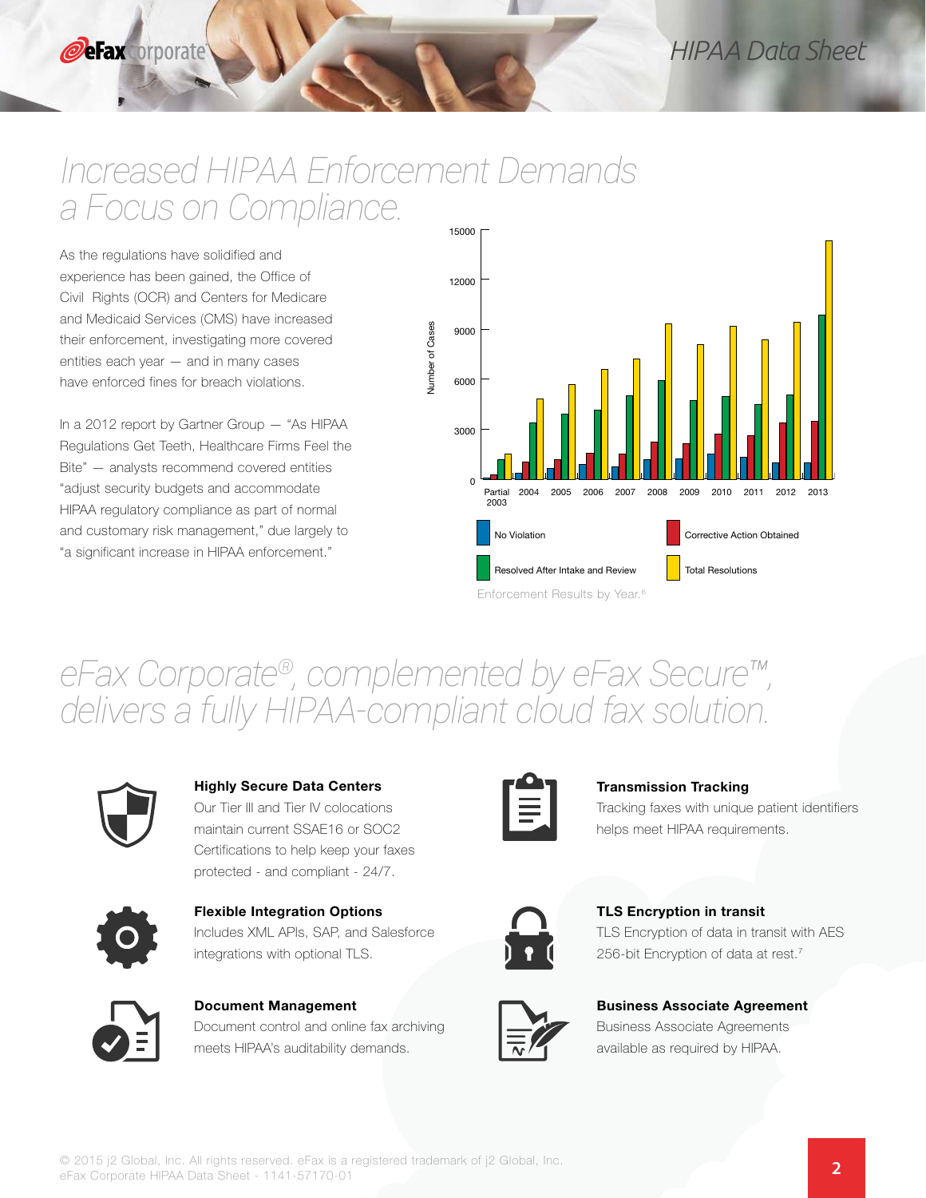# Increased HIPAA Enforcement Demands a Focus on Compliance.

As the regulations have solidified and experience has been gained, the Office of Civil Rights (OCR) and Centers for Medicare and Medicaid Services (CMS) have increased their enforcement, investigating more covered entities each year — and in many cases have enforced fines for breach violations.

In a 2012 report by Gartner Group — "As HIPAA Regulations Get Teeth, Healthcare Firms Feel the Bite" — analysts recommend covered entities "adjust security budgets and accommodate HIPAA regulatory compliance as part of normal and customary risk management," due largely to "a significant increase in HIPAA enforcement."

Enforcement Results by Year.[6]

# eFax Corporate®, complemented by eFax Secure™, delivers a fully HIPAA-compliant cloud fax solution.

**Highly Secure Data Centers**
Our Tier III and Tier IV colocations maintain current SSAE16 or SOC2 Certifications to help keep your faxes protected - and compliant - 24/7.

**Transmission Tracking**
Tracking faxes with unique patient identifiers helps meet HIPAA requirements.

**Flexible Integration Options**
Includes XML APIs, SAP, and Salesforce integrations with optional TLS.

**TLS Encryption in transit**
TLS Encryption of data in transit with AES 256-bit Encryption of data at rest.[7]

**Document Management**
Document control and online fax archiving meets HIPAA's auditability demands.

**Business Associate Agreement**
Business Associate Agreements available as required by HIPAA.

© 2015 j2 Global, Inc. All rights reserved. eFax is a registered trademark of j2 Global, Inc.
eFax Corporate HIPAA Data Sheet - 1141-57170-01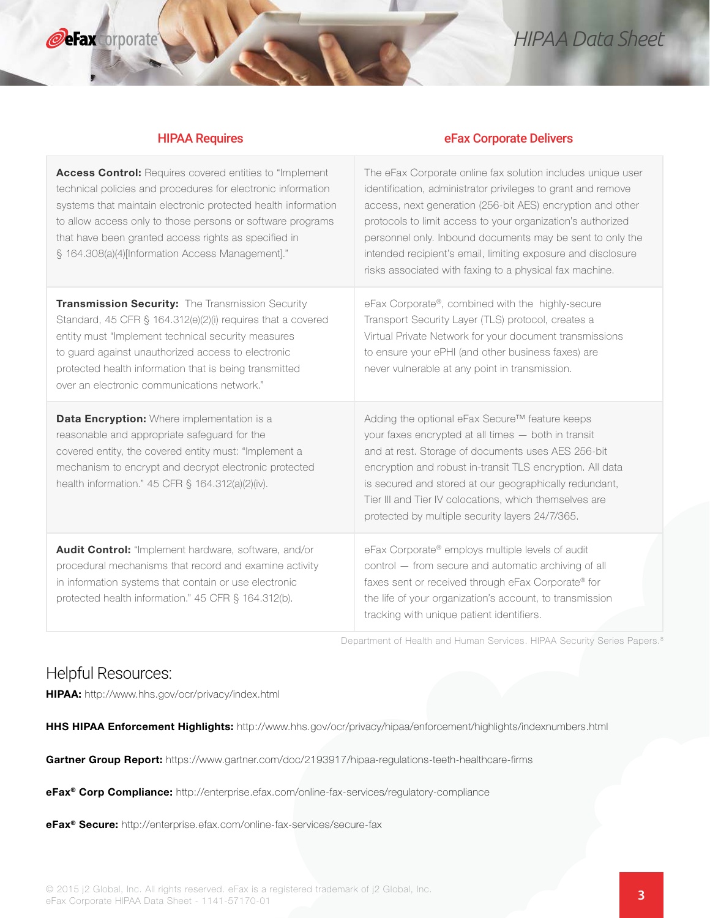| HIPAA Requires | eFax Corporate Delivers |
|---|---|
| **Access Control:** Requires covered entities to "Implement technical policies and procedures for electronic information systems that maintain electronic protected health information to allow access only to those persons or software programs that have been granted access rights as specified in § 164.308(a)(4)[Information Access Management]." | The eFax Corporate online fax solution includes unique user identification, administrator privileges to grant and remove access, next generation (256-bit AES) encryption and other protocols to limit access to your organization's authorized personnel only. Inbound documents may be sent to only the intended recipient's email, limiting exposure and disclosure risks associated with faxing to a physical fax machine. |
| **Transmission Security:** The Transmission Security Standard, 45 CFR § 164.312(e)(2)(i) requires that a covered entity must "Implement technical security measures to guard against unauthorized access to electronic protected health information that is being transmitted over an electronic communications network." | eFax Corporate®, combined with the highly-secure Transport Security Layer (TLS) protocol, creates a Virtual Private Network for your document transmissions to ensure your ePHI (and other business faxes) are never vulnerable at any point in transmission. |
| **Data Encryption:** Where implementation is a reasonable and appropriate safeguard for the covered entity, the covered entity must: "Implement a mechanism to encrypt and decrypt electronic protected health information." 45 CFR § 164.312(a)(2)(iv). | Adding the optional eFax Secure™ feature keeps your faxes encrypted at all times — both in transit and at rest. Storage of documents uses AES 256-bit encryption and robust in-transit TLS encryption. All data is secured and stored at our geographically redundant, Tier III and Tier IV colocations, which themselves are protected by multiple security layers 24/7/365. |
| **Audit Control:** "Implement hardware, software, and/or procedural mechanisms that record and examine activity in information systems that contain or use electronic protected health information." 45 CFR § 164.312(b). | eFax Corporate® employs multiple levels of audit control — from secure and automatic archiving of all faxes sent or received through eFax Corporate® for the life of your organization's account, to transmission tracking with unique patient identifiers. |

Department of Health and Human Services. HIPAA Security Series Papers.[8]

## Helpful Resources:

**HIPAA:** http://www.hhs.gov/ocr/privacy/index.html

**HHS HIPAA Enforcement Highlights:** http://www.hhs.gov/ocr/privacy/hipaa/enforcement/highlights/indexnumbers.html

**Gartner Group Report:** https://www.gartner.com/doc/2193917/hipaa-regulations-teeth-healthcare-firms

**eFax® Corp Compliance:** http://enterprise.efax.com/online-fax-services/regulatory-compliance

**eFax® Secure:** http://enterprise.efax.com/online-fax-services/secure-fax

© 2015 j2 Global, Inc. All rights reserved. eFax is a registered trademark of j2 Global, Inc.
eFax Corporate HIPAA Data Sheet - 1141-57170-01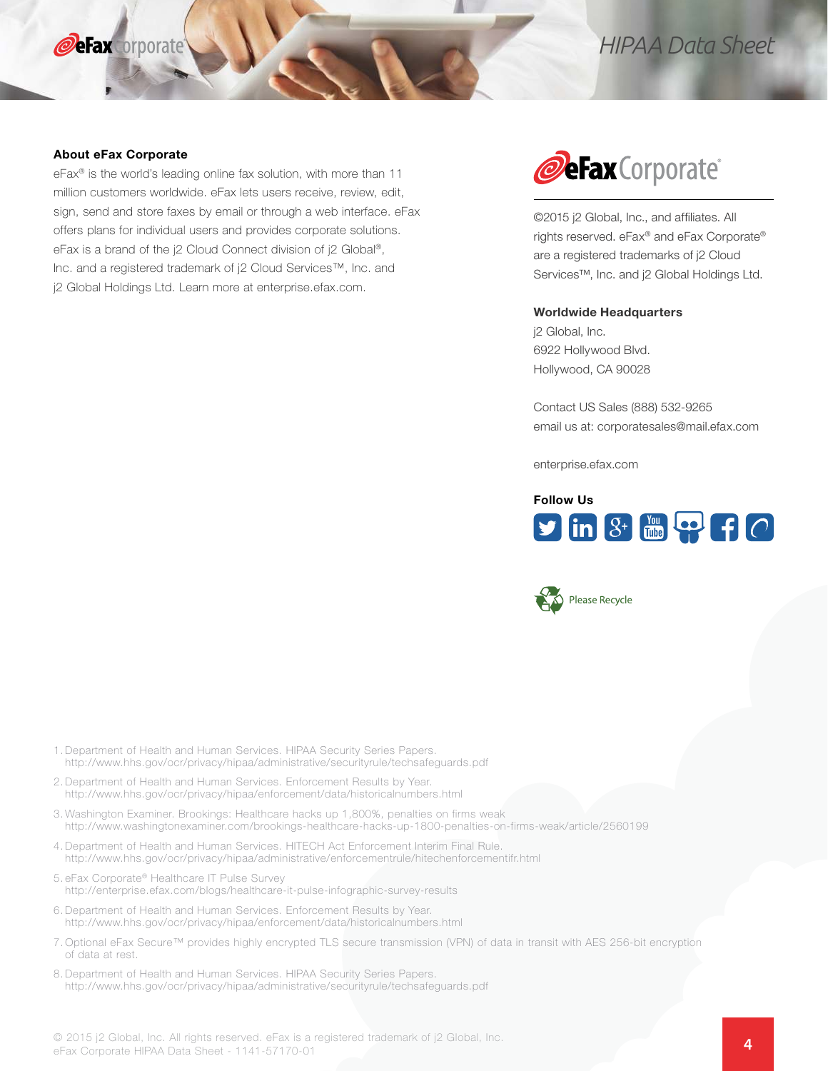## About eFax Corporate

eFax® is the world's leading online fax solution, with more than 11 million customers worldwide. eFax lets users receive, review, edit, sign, send and store faxes by email or through a web interface. eFax offers plans for individual users and provides corporate solutions. eFax is a brand of the j2 Cloud Connect division of j2 Global®, Inc. and a registered trademark of j2 Cloud Services™, Inc. and j2 Global Holdings Ltd. Learn more at enterprise.efax.com.

©2015 j2 Global, Inc., and affiliates. All rights reserved. eFax® and eFax Corporate® are a registered trademarks of j2 Cloud Services™, Inc. and j2 Global Holdings Ltd.

**Worldwide Headquarters**
j2 Global, Inc.
6922 Hollywood Blvd.
Hollywood, CA 90028

Contact US Sales (888) 532-9265
email us at: corporatesales@mail.efax.com

enterprise.efax.com

**Follow Us**

Please Recycle

1. Department of Health and Human Services. HIPAA Security Series Papers. http://www.hhs.gov/ocr/privacy/hipaa/administrative/securityrule/techsafeguards.pdf
2. Department of Health and Human Services. Enforcement Results by Year. http://www.hhs.gov/ocr/privacy/hipaa/enforcement/data/historicalnumbers.html
3. Washington Examiner. Brookings: Healthcare hacks up 1,800%, penalties on firms weak http://www.washingtonexaminer.com/brookings-healthcare-hacks-up-1800-penalties-on-firms-weak/article/2560199
4. Department of Health and Human Services. HITECH Act Enforcement Interim Final Rule. http://www.hhs.gov/ocr/privacy/hipaa/administrative/enforcementrule/hitechenforcementifr.html
5. eFax Corporate® Healthcare IT Pulse Survey http://enterprise.efax.com/blogs/healthcare-it-pulse-infographic-survey-results
6. Department of Health and Human Services. Enforcement Results by Year. http://www.hhs.gov/ocr/privacy/hipaa/enforcement/data/historicalnumbers.html
7. Optional eFax Secure™ provides highly encrypted TLS secure transmission (VPN) of data in transit with AES 256-bit encryption of data at rest.
8. Department of Health and Human Services. HIPAA Security Series Papers. http://www.hhs.gov/ocr/privacy/hipaa/administrative/securityrule/techsafeguards.pdf

© 2015 j2 Global, Inc. All rights reserved. eFax is a registered trademark of j2 Global, Inc.
eFax Corporate HIPAA Data Sheet - 1141-57170-01